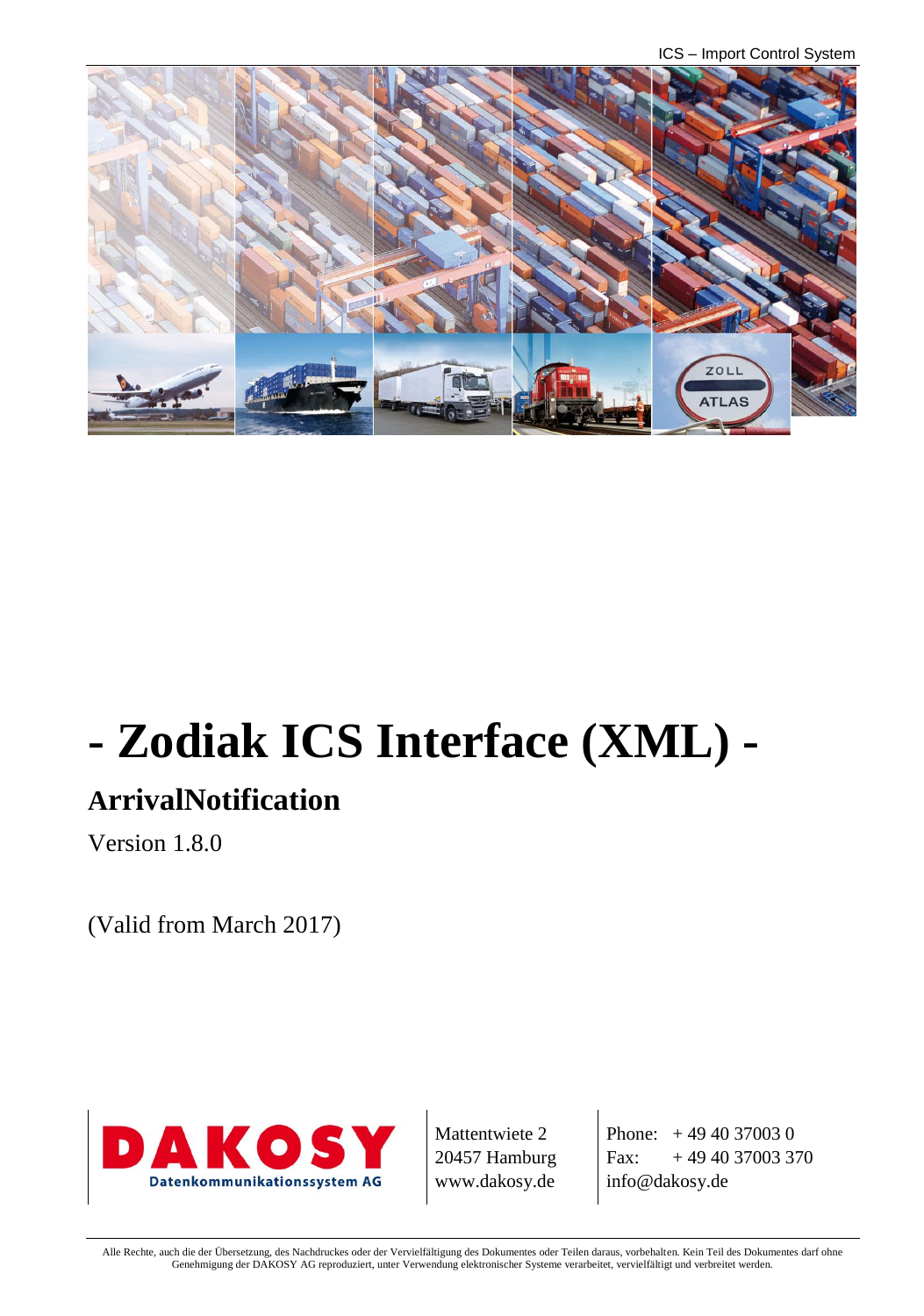# - Zodiak ICS Interface (XML) -

## ArrivalNotification

Version 1.8.0

(Valid from March 2017)

DAKOSY
Datenkommunikationssystem AG

Mattentwiete 2
20457 Hamburg
www.dakosy.de

Phone: + 49 40 37003 0
Fax: + 49 40 37003 370
info@dakosy.de

Alle Rechte, auch die der Übersetzung, des Nachdruckes oder der Vervielfältigung des Dokumentes oder Teilen daraus, vorbehalten. Kein Teil des Dokumentes darf ohne Genehmigung der DAKOSY AG reproduziert, unter Verwendung elektronischer Systeme verarbeitet, vervielfältigt und verbreitet werden.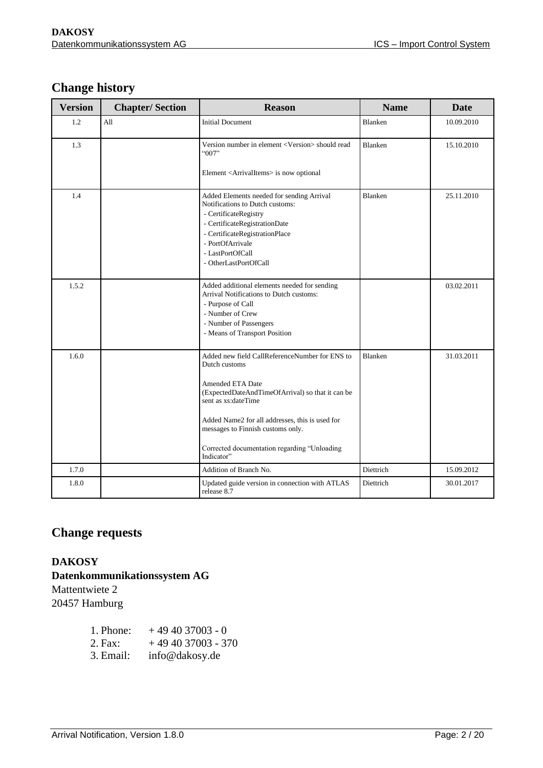## Change history

| Version | Chapter/ Section | Reason | Name | Date |
|---|---|---|---|---|
| 1.2 | All | Initial Document | Blanken | 10.09.2010 |
| 1.3 | | Version number in element <Version> should read "007"<br><br>Element <ArrivalItems> is now optional | Blanken | 15.10.2010 |
| 1.4 | | Added Elements needed for sending Arrival Notifications to Dutch customs:<br>- CertificateRegistry<br>- CertificateRegistrationDate<br>- CertificateRegistrationPlace<br>- PortOfArrivale<br>- LastPortOfCall<br>- OtherLastPortOfCall | Blanken | 25.11.2010 |
| 1.5.2 | | Added additional elements needed for sending Arrival Notifications to Dutch customs:<br>- Purpose of Call<br>- Number of Crew<br>- Number of Passengers<br>- Means of Transport Position | | 03.02.2011 |
| 1.6.0 | | Added new field CallReferenceNumber for ENS to Dutch customs<br><br>Amended ETA Date (ExpectedDateAndTimeOfArrival) so that it can be sent as xs:dateTime<br><br>Added Name2 for all addresses, this is used for messages to Finnish customs only.<br><br>Corrected documentation regarding "Unloading Indicator" | Blanken | 31.03.2011 |
| 1.7.0 | | Addition of Branch No. | Diettrich | 15.09.2012 |
| 1.8.0 | | Updated guide version in connection with ATLAS release 8.7 | Diettrich | 30.01.2017 |

## Change requests

**DAKOSY**
**Datenkommunikationssystem AG**
Mattentwiete 2
20457 Hamburg

1. Phone: + 49 40 37003 - 0
2. Fax: + 49 40 37003 - 370
3. Email: info@dakosy.de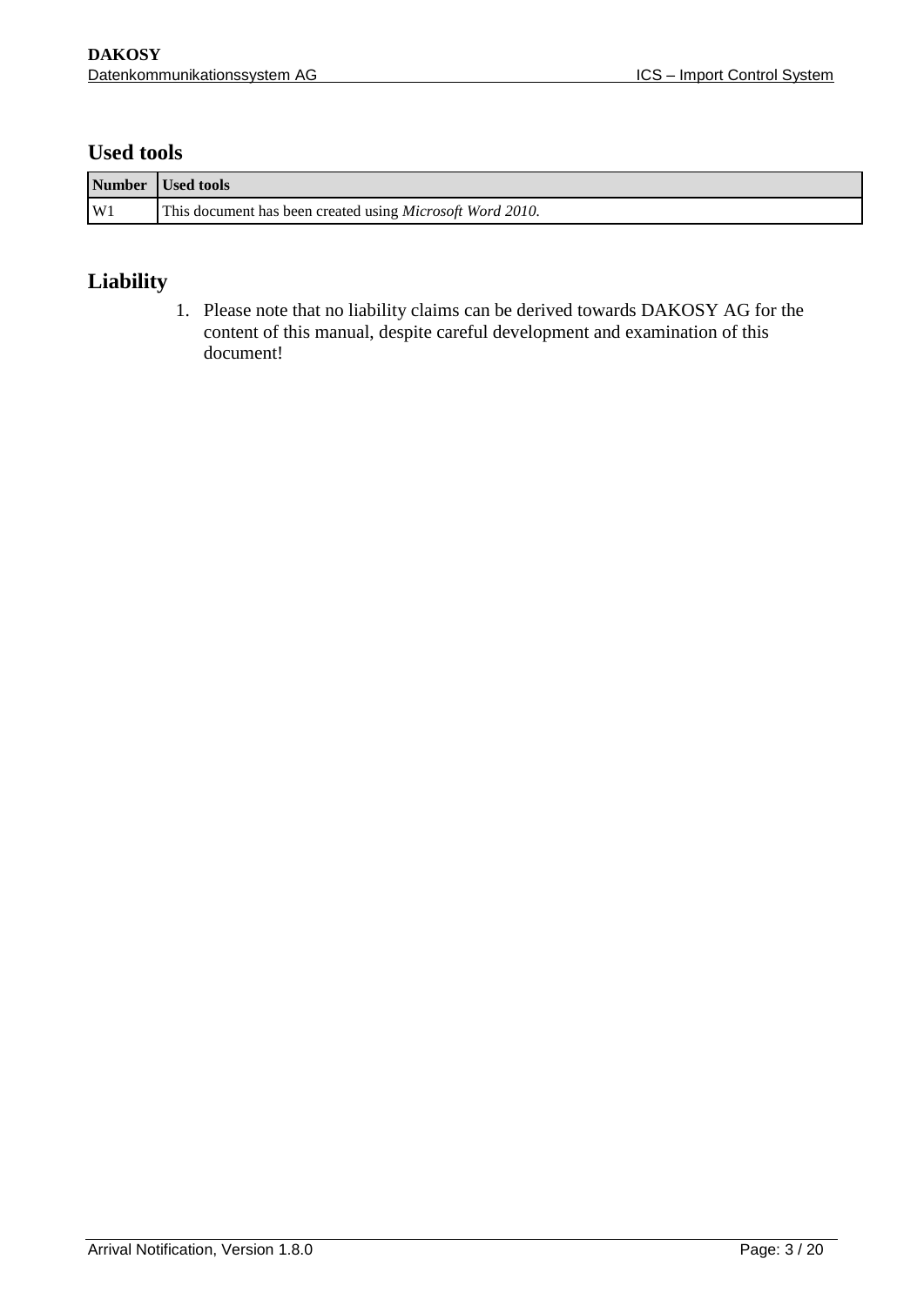## Used tools

| Number | Used tools |
| --- | --- |
| W1 | This document has been created using *Microsoft Word 2010*. |

## Liability

1. Please note that no liability claims can be derived towards DAKOSY AG for the content of this manual, despite careful development and examination of this document!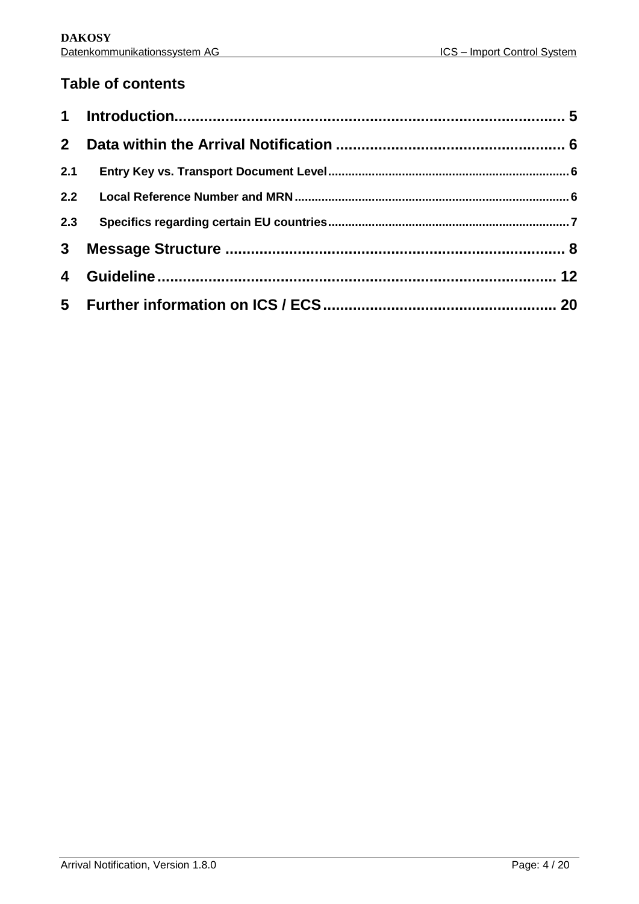## Table of contents

| | | |
|---|---|---|
| 1 | Introduction | 5 |
| 2 | Data within the Arrival Notification | 6 |
| 2.1 | Entry Key vs. Transport Document Level | 6 |
| 2.2 | Local Reference Number and MRN | 6 |
| 2.3 | Specifics regarding certain EU countries | 7 |
| 3 | Message Structure | 8 |
| 4 | Guideline | 12 |
| 5 | Further information on ICS / ECS | 20 |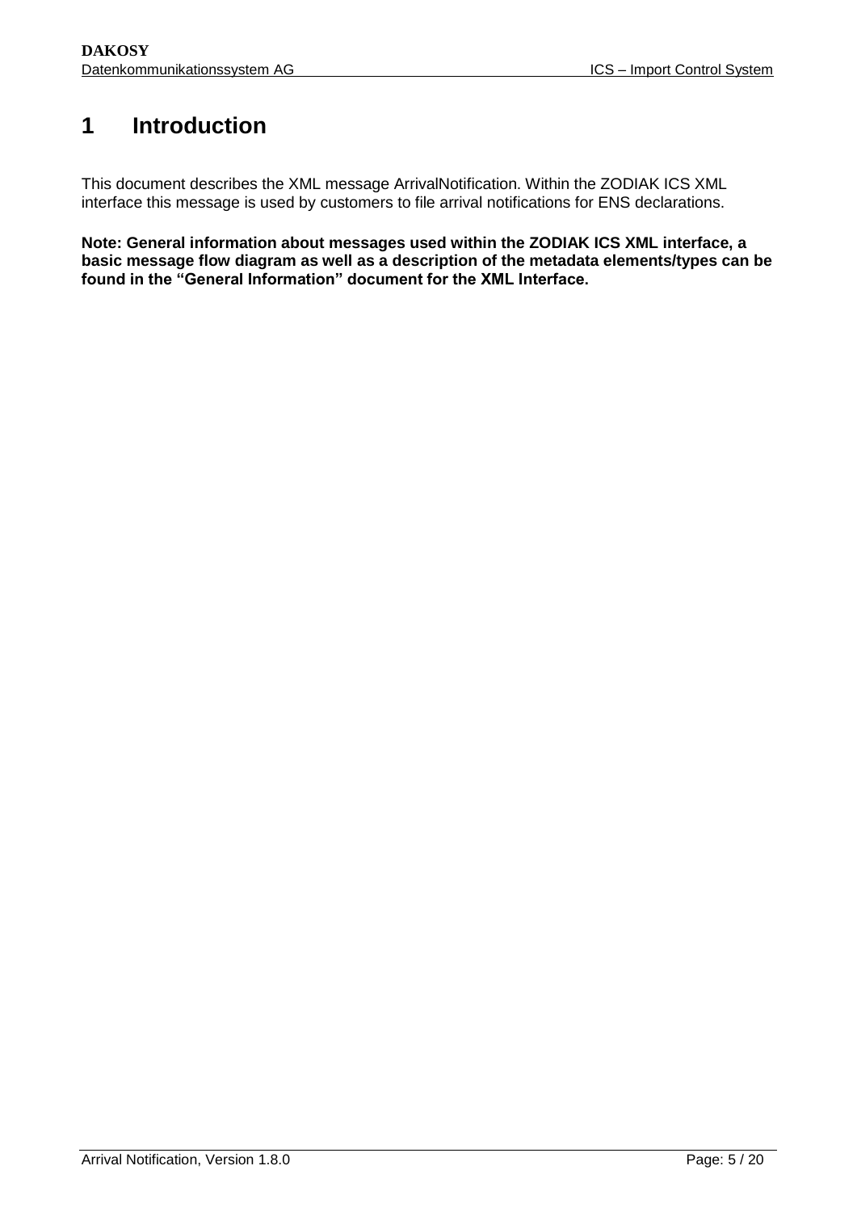# 1 Introduction

This document describes the XML message ArrivalNotification. Within the ZODIAK ICS XML interface this message is used by customers to file arrival notifications for ENS declarations.

**Note: General information about messages used within the ZODIAK ICS XML interface, a basic message flow diagram as well as a description of the metadata elements/types can be found in the "General Information" document for the XML Interface.**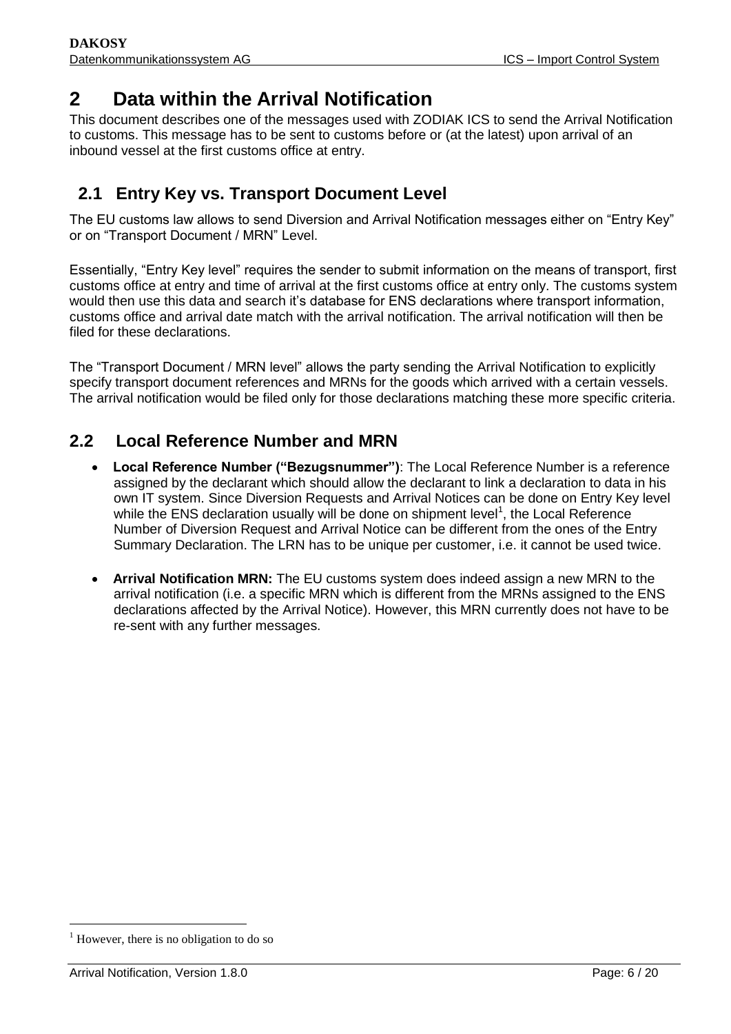# 2 Data within the Arrival Notification

This document describes one of the messages used with ZODIAK ICS to send the Arrival Notification to customs. This message has to be sent to customs before or (at the latest) upon arrival of an inbound vessel at the first customs office at entry.

## 2.1 Entry Key vs. Transport Document Level

The EU customs law allows to send Diversion and Arrival Notification messages either on "Entry Key" or on "Transport Document / MRN" Level.

Essentially, "Entry Key level" requires the sender to submit information on the means of transport, first customs office at entry and time of arrival at the first customs office at entry only. The customs system would then use this data and search it's database for ENS declarations where transport information, customs office and arrival date match with the arrival notification. The arrival notification will then be filed for these declarations.

The "Transport Document / MRN level" allows the party sending the Arrival Notification to explicitly specify transport document references and MRNs for the goods which arrived with a certain vessels. The arrival notification would be filed only for those declarations matching these more specific criteria.

## 2.2 Local Reference Number and MRN

- **Local Reference Number ("Bezugsnummer")**: The Local Reference Number is a reference assigned by the declarant which should allow the declarant to link a declaration to data in his own IT system. Since Diversion Requests and Arrival Notices can be done on Entry Key level while the ENS declaration usually will be done on shipment level[1], the Local Reference Number of Diversion Request and Arrival Notice can be different from the ones of the Entry Summary Declaration. The LRN has to be unique per customer, i.e. it cannot be used twice.

- **Arrival Notification MRN:** The EU customs system does indeed assign a new MRN to the arrival notification (i.e. a specific MRN which is different from the MRNs assigned to the ENS declarations affected by the Arrival Notice). However, this MRN currently does not have to be re-sent with any further messages.

---

[1] However, there is no obligation to do so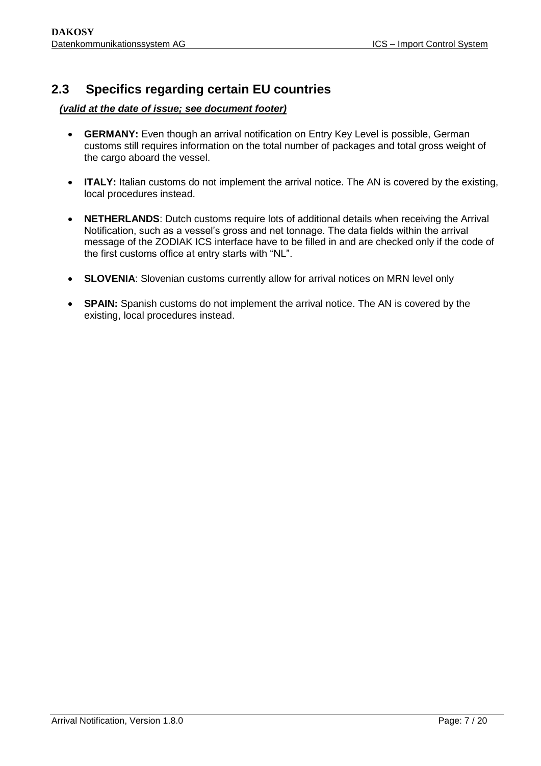## 2.3 Specifics regarding certain EU countries

***(valid at the date of issue; see document footer)***

- **GERMANY:** Even though an arrival notification on Entry Key Level is possible, German customs still requires information on the total number of packages and total gross weight of the cargo aboard the vessel.
- **ITALY:** Italian customs do not implement the arrival notice. The AN is covered by the existing, local procedures instead.
- **NETHERLANDS**: Dutch customs require lots of additional details when receiving the Arrival Notification, such as a vessel's gross and net tonnage. The data fields within the arrival message of the ZODIAK ICS interface have to be filled in and are checked only if the code of the first customs office at entry starts with "NL".
- **SLOVENIA**: Slovenian customs currently allow for arrival notices on MRN level only
- **SPAIN:** Spanish customs do not implement the arrival notice. The AN is covered by the existing, local procedures instead.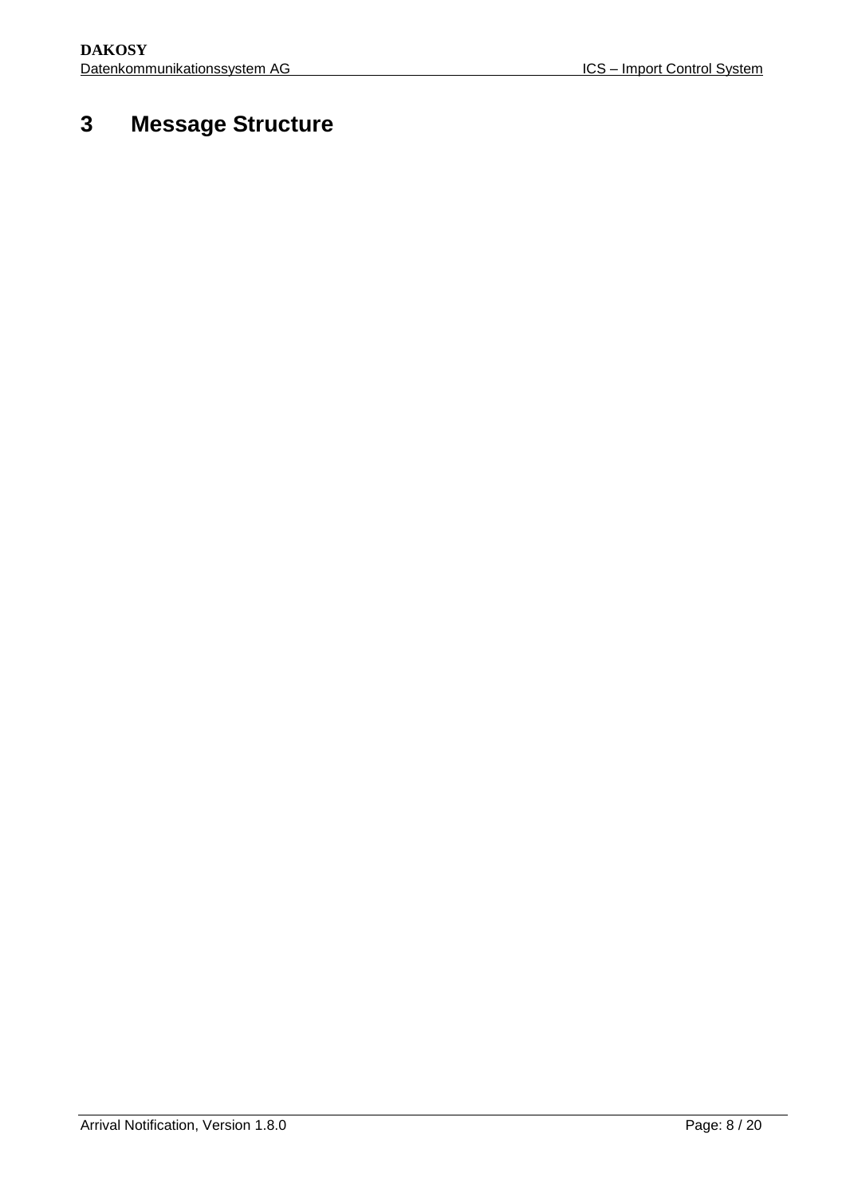# 3 Message Structure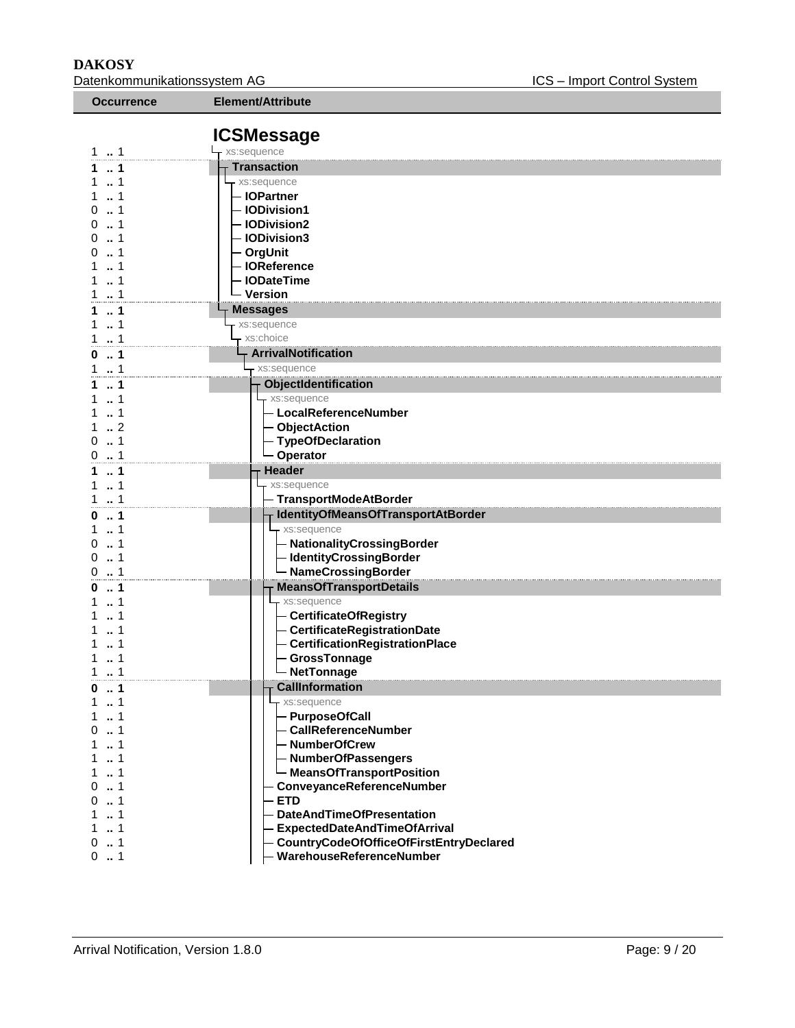| Occurrence | Element/Attribute |
|---|---|
| | **ICSMessage** |
| 1 .. 1 | xs:sequence |
| **1 .. 1** | **Transaction** |
| 1 .. 1 | xs:sequence |
| 1 .. 1 | **IOPartner** |
| 0 .. 1 | **IODivision1** |
| 0 .. 1 | **IODivision2** |
| 0 .. 1 | **IODivision3** |
| 0 .. 1 | **OrgUnit** |
| 1 .. 1 | **IOReference** |
| 1 .. 1 | **IODateTime** |
| 1 .. 1 | **Version** |
| **1 .. 1** | **Messages** |
| 1 .. 1 | xs:sequence |
| 1 .. 1 | xs:choice |
| **0 .. 1** | **ArrivalNotification** |
| 1 .. 1 | xs:sequence |
| **1 .. 1** | **ObjectIdentification** |
| 1 .. 1 | xs:sequence |
| 1 .. 1 | **LocalReferenceNumber** |
| 1 .. 2 | **ObjectAction** |
| 0 .. 1 | **TypeOfDeclaration** |
| 0 .. 1 | **Operator** |
| **1 .. 1** | **Header** |
| 1 .. 1 | xs:sequence |
| 1 .. 1 | **TransportModeAtBorder** |
| **0 .. 1** | **IdentityOfMeansOfTransportAtBorder** |
| 1 .. 1 | xs:sequence |
| 0 .. 1 | **NationalityCrossingBorder** |
| 0 .. 1 | **IdentityCrossingBorder** |
| 0 .. 1 | **NameCrossingBorder** |
| **0 .. 1** | **MeansOfTransportDetails** |
| 1 .. 1 | xs:sequence |
| 1 .. 1 | **CertificateOfRegistry** |
| 1 .. 1 | **CertificateRegistrationDate** |
| 1 .. 1 | **CertificationRegistrationPlace** |
| 1 .. 1 | **GrossTonnage** |
| 1 .. 1 | **NetTonnage** |
| **0 .. 1** | **CallInformation** |
| 1 .. 1 | xs:sequence |
| 1 .. 1 | **PurposeOfCall** |
| 0 .. 1 | **CallReferenceNumber** |
| 1 .. 1 | **NumberOfCrew** |
| 1 .. 1 | **NumberOfPassengers** |
| 1 .. 1 | **MeansOfTransportPosition** |
| 0 .. 1 | **ConveyanceReferenceNumber** |
| 0 .. 1 | **ETD** |
| 1 .. 1 | **DateAndTimeOfPresentation** |
| 1 .. 1 | **ExpectedDateAndTimeOfArrival** |
| 0 .. 1 | **CountryCodeOfOfficeOfFirstEntryDeclared** |
| 0 .. 1 | **WarehouseReferenceNumber** |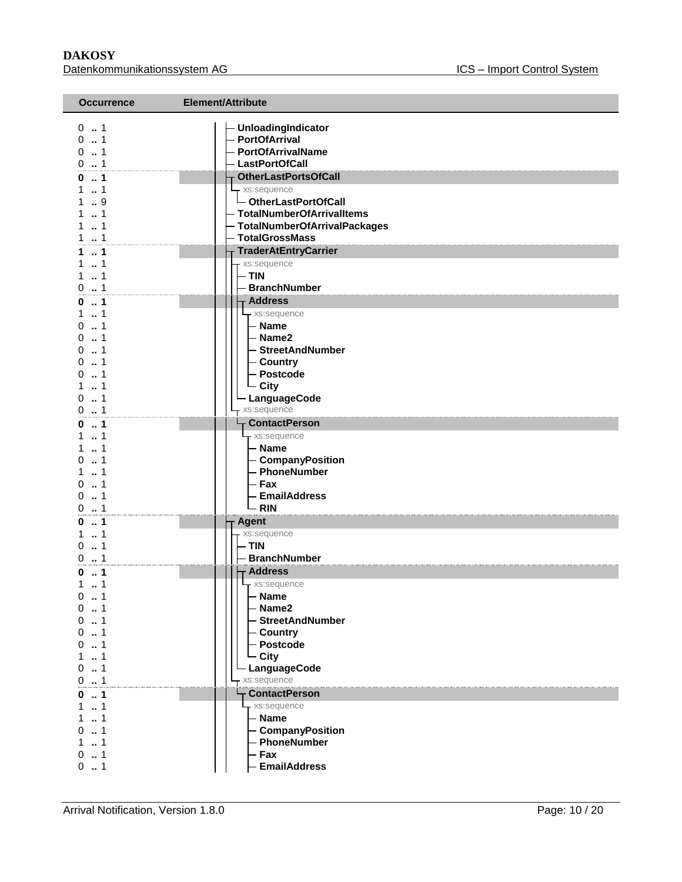| Occurrence | Element/Attribute |
|---|---|
| 0 .. 1 | UnloadingIndicator |
| 0 .. 1 | PortOfArrival |
| 0 .. 1 | PortOfArrivalName |
| 0 .. 1 | LastPortOfCall |
| **0 .. 1** | **OtherLastPortsOfCall** |
| 1 .. 1 | xs:sequence |
| 1 .. 9 | OtherLastPortOfCall |
| 1 .. 1 | TotalNumberOfArrivalItems |
| 1 .. 1 | TotalNumberOfArrivalPackages |
| 1 .. 1 | TotalGrossMass |
| **1 .. 1** | **TraderAtEntryCarrier** |
| 1 .. 1 | xs:sequence |
| 1 .. 1 | TIN |
| 0 .. 1 | BranchNumber |
| **0 .. 1** | **Address** |
| 1 .. 1 | xs:sequence |
| 0 .. 1 | Name |
| 0 .. 1 | Name2 |
| 0 .. 1 | StreetAndNumber |
| 0 .. 1 | Country |
| 0 .. 1 | Postcode |
| 1 .. 1 | City |
| 0 .. 1 | LanguageCode |
| 0 .. 1 | xs:sequence |
| **0 .. 1** | **ContactPerson** |
| 1 .. 1 | xs:sequence |
| 1 .. 1 | Name |
| 0 .. 1 | CompanyPosition |
| 1 .. 1 | PhoneNumber |
| 0 .. 1 | Fax |
| 0 .. 1 | EmailAddress |
| 0 .. 1 | RIN |
| **0 .. 1** | **Agent** |
| 1 .. 1 | xs:sequence |
| 0 .. 1 | TIN |
| 0 .. 1 | BranchNumber |
| **0 .. 1** | **Address** |
| 1 .. 1 | xs:sequence |
| 0 .. 1 | Name |
| 0 .. 1 | Name2 |
| 0 .. 1 | StreetAndNumber |
| 0 .. 1 | Country |
| 0 .. 1 | Postcode |
| 1 .. 1 | City |
| 0 .. 1 | LanguageCode |
| 0 .. 1 | xs:sequence |
| **0 .. 1** | **ContactPerson** |
| 1 .. 1 | xs:sequence |
| 1 .. 1 | Name |
| 0 .. 1 | CompanyPosition |
| 1 .. 1 | PhoneNumber |
| 0 .. 1 | Fax |
| 0 .. 1 | EmailAddress |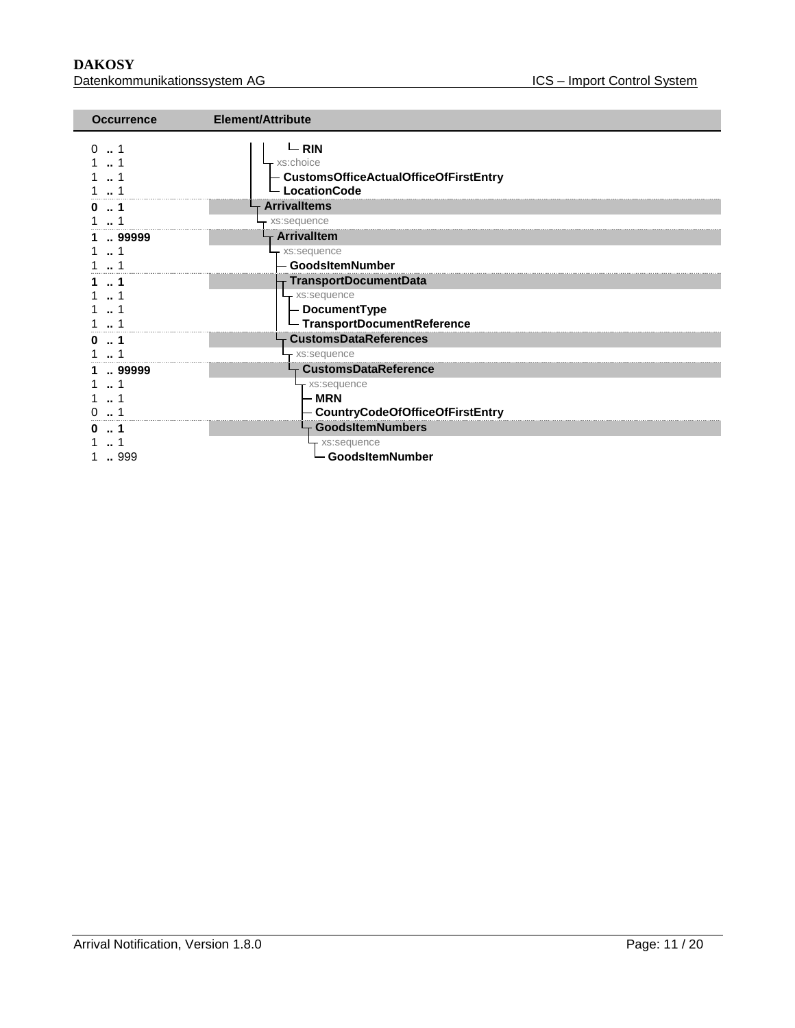| Occurrence | Element/Attribute |
|---|---|
| 0 .. 1 | RIN |
| 1 .. 1 | xs:choice |
| 1 .. 1 | CustomsOfficeActualOfficeOfFirstEntry |
| 1 .. 1 | LocationCode |
| **0 .. 1** | **ArrivalItems** |
| 1 .. 1 | xs:sequence |
| **1 .. 99999** | **ArrivalItem** |
| 1 .. 1 | xs:sequence |
| 1 .. 1 | GoodsItemNumber |
| **1 .. 1** | **TransportDocumentData** |
| 1 .. 1 | xs:sequence |
| 1 .. 1 | DocumentType |
| 1 .. 1 | TransportDocumentReference |
| **0 .. 1** | **CustomsDataReferences** |
| 1 .. 1 | xs:sequence |
| **1 .. 99999** | **CustomsDataReference** |
| 1 .. 1 | xs:sequence |
| 1 .. 1 | MRN |
| 0 .. 1 | CountryCodeOfOfficeOfFirstEntry |
| **0 .. 1** | **GoodsItemNumbers** |
| 1 .. 1 | xs:sequence |
| 1 .. 999 | GoodsItemNumber |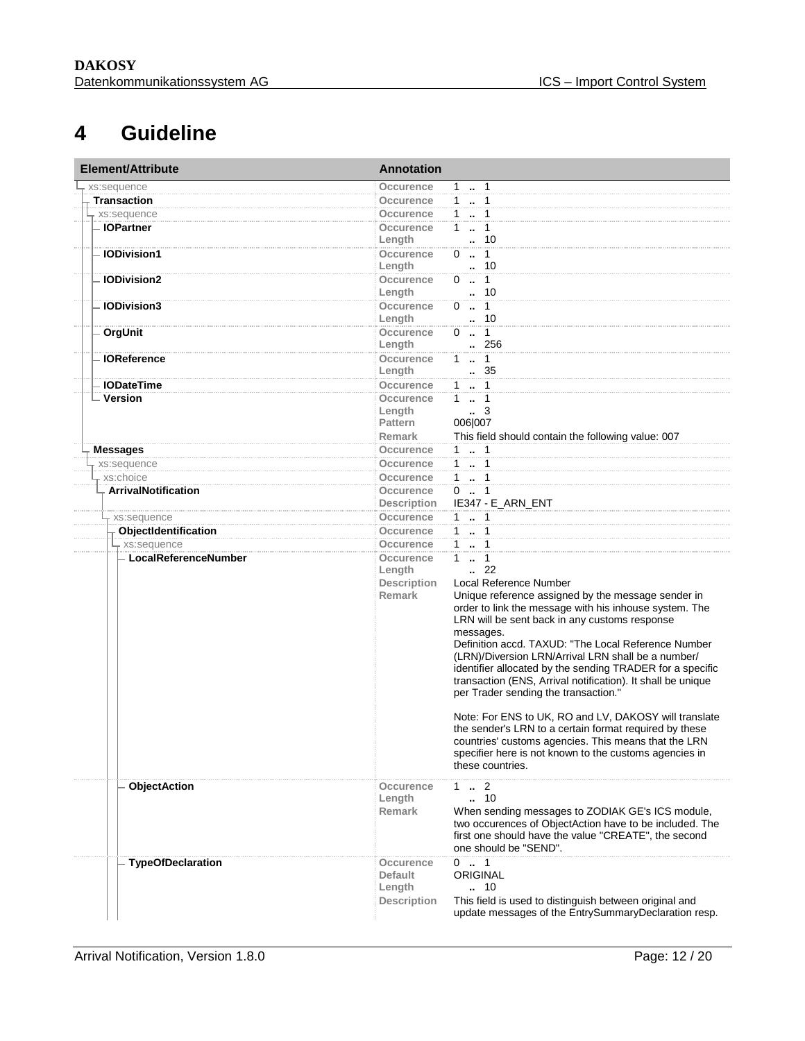# 4 Guideline

| Element/Attribute | Annotation | |
|---|---|---|
| xs:sequence | Occurence | 1 .. 1 |
| Transaction | Occurence | 1 .. 1 |
| xs:sequence | Occurence | 1 .. 1 |
| IOPartner | Occurence | 1 .. 1 |
| | Length | .. 10 |
| IODivision1 | Occurence | 0 .. 1 |
| | Length | .. 10 |
| IODivision2 | Occurence | 0 .. 1 |
| | Length | .. 10 |
| IODivision3 | Occurence | 0 .. 1 |
| | Length | .. 10 |
| OrgUnit | Occurence | 0 .. 1 |
| | Length | .. 256 |
| IOReference | Occurence | 1 .. 1 |
| | Length | .. 35 |
| IODateTime | Occurence | 1 .. 1 |
| Version | Occurence | 1 .. 1 |
| | Length | .. 3 |
| | Pattern | 006\|007 |
| | Remark | This field should contain the following value: 007 |
| Messages | Occurence | 1 .. 1 |
| xs:sequence | Occurence | 1 .. 1 |
| xs:choice | Occurence | 1 .. 1 |
| ArrivalNotification | Occurence | 0 .. 1 |
| | Description | IE347 - E_ARN_ENT |
| xs:sequence | Occurence | 1 .. 1 |
| ObjectIdentification | Occurence | 1 .. 1 |
| xs:sequence | Occurence | 1 .. 1 |
| LocalReferenceNumber | Occurence | 1 .. 1 |
| | Length | .. 22 |
| | Description | Local Reference Number |
| | Remark | Unique reference assigned by the message sender in order to link the message with his inhouse system. The LRN will be sent back in any customs response messages.<br>Definition accd. TAXUD: "The Local Reference Number (LRN)/Diversion LRN/Arrival LRN shall be a number/ identifier allocated by the sending TRADER for a specific transaction (ENS, Arrival notification). It shall be unique per Trader sending the transaction."<br><br>Note: For ENS to UK, RO and LV, DAKOSY will translate the sender's LRN to a certain format required by these countries' customs agencies. This means that the LRN specifier here is not known to the customs agencies in these countries. |
| ObjectAction | Occurence | 1 .. 2 |
| | Length | .. 10 |
| | Remark | When sending messages to ZODIAK GE's ICS module, two occurences of ObjectAction have to be included. The first one should have the value "CREATE", the second one should be "SEND". |
| TypeOfDeclaration | Occurence | 0 .. 1 |
| | Default | ORIGINAL |
| | Length | .. 10 |
| | Description | This field is used to distinguish between original and update messages of the EntrySummaryDeclaration resp. |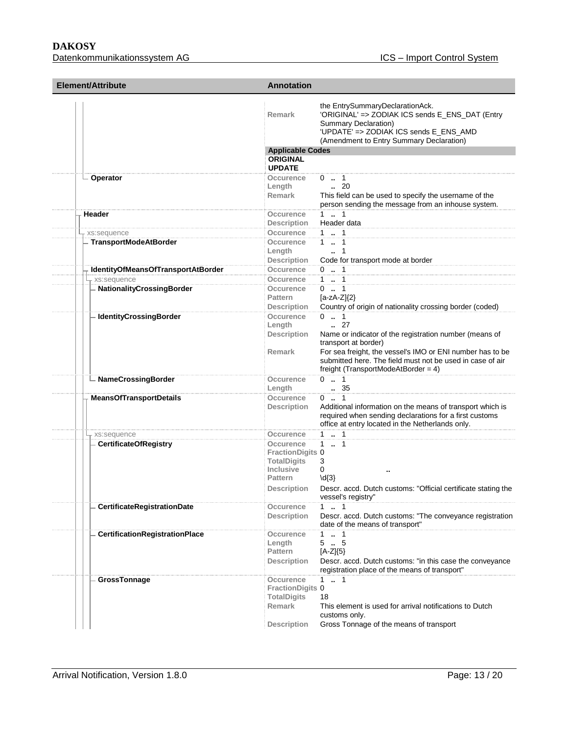| Element/Attribute | Annotation | |
|---|---|---|
| | Remark | the EntrySummaryDeclarationAck. 'ORIGINAL' => ZODIAK ICS sends E_ENS_DAT (Entry Summary Declaration) 'UPDATE' => ZODIAK ICS sends E_ENS_AMD (Amendment to Entry Summary Declaration) |
| | **Applicable Codes** | |
| | **ORIGINAL** | |
| | **UPDATE** | |
| **Operator** | Occurence | 0 .. 1 |
| | Length | .. 20 |
| | Remark | This field can be used to specify the username of the person sending the message from an inhouse system. |
| **Header** | Occurence | 1 .. 1 |
| | Description | Header data |
| xs:sequence | Occurence | 1 .. 1 |
| **TransportModeAtBorder** | Occurence | 1 .. 1 |
| | Length | .. 1 |
| | Description | Code for transport mode at border |
| **IdentityOfMeansOfTransportAtBorder** | Occurence | 0 .. 1 |
| xs:sequence | Occurence | 1 .. 1 |
| **NationalityCrossingBorder** | Occurence | 0 .. 1 |
| | Pattern | [a-zA-Z]{2} |
| | Description | Country of origin of nationality crossing border (coded) |
| **IdentityCrossingBorder** | Occurence | 0 .. 1 |
| | Length | .. 27 |
| | Description | Name or indicator of the registration number (means of transport at border) |
| | Remark | For sea freight, the vessel's IMO or ENI number has to be submitted here. The field must not be used in case of air freight (TransportModeAtBorder = 4) |
| **NameCrossingBorder** | Occurence | 0 .. 1 |
| | Length | .. 35 |
| **MeansOfTransportDetails** | Occurence | 0 .. 1 |
| | Description | Additional information on the means of transport which is required when sending declarations for a first customs office at entry located in the Netherlands only. |
| xs:sequence | Occurence | 1 .. 1 |
| **CertificateOfRegistry** | Occurence | 1 .. 1 |
| | FractionDigits | 0 |
| | TotalDigits | 3 |
| | Inclusive | 0 .. |
| | Pattern | \d{3} |
| | Description | Descr. accd. Dutch customs: "Official certificate stating the vessel's registry" |
| **CertificateRegistrationDate** | Occurence | 1 .. 1 |
| | Description | Descr. accd. Dutch customs: "The conveyance registration date of the means of transport" |
| **CertificationRegistrationPlace** | Occurence | 1 .. 1 |
| | Length | 5 .. 5 |
| | Pattern | [A-Z]{5} |
| | Description | Descr. accd. Dutch customs: "in this case the conveyance registration place of the means of transport" |
| **GrossTonnage** | Occurence | 1 .. 1 |
| | FractionDigits | 0 |
| | TotalDigits | 18 |
| | Remark | This element is used for arrival notifications to Dutch customs only. |
| | Description | Gross Tonnage of the means of transport |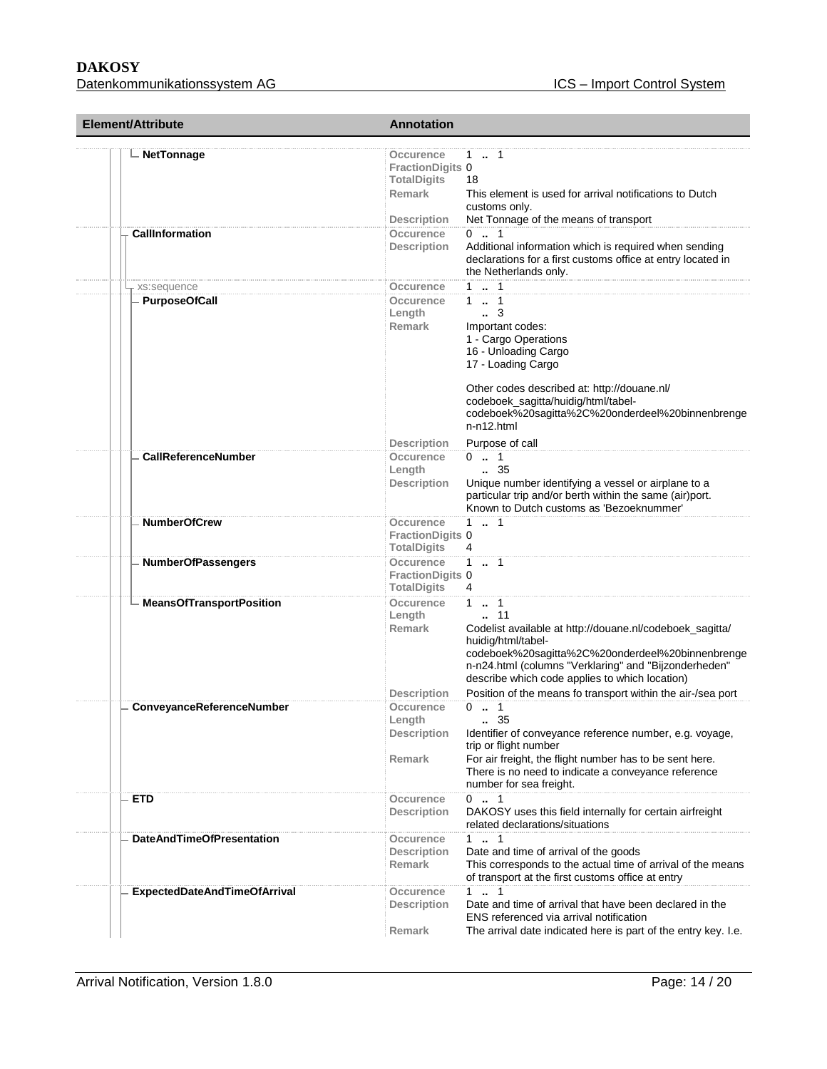| Element/Attribute | Annotation | |
|---|---|---|
| NetTonnage | Occurence | 1 .. 1 |
| | FractionDigits | 0 |
| | TotalDigits | 18 |
| | Remark | This element is used for arrival notifications to Dutch customs only. |
| | Description | Net Tonnage of the means of transport |
| CallInformation | Occurence | 0 .. 1 |
| | Description | Additional information which is required when sending declarations for a first customs office at entry located in the Netherlands only. |
| xs:sequence | Occurence | 1 .. 1 |
| PurposeOfCall | Occurence | 1 .. 1 |
| | Length | .. 3 |
| | Remark | Important codes:<br>1 - Cargo Operations<br>16 - Unloading Cargo<br>17 - Loading Cargo<br><br>Other codes described at: http://douane.nl/codeboek_sagitta/huidig/html/tabel-codeboek%20sagitta%2C%20onderdeel%20binnenbrengen-n12.html |
| | Description | Purpose of call |
| CallReferenceNumber | Occurence | 0 .. 1 |
| | Length | .. 35 |
| | Description | Unique number identifying a vessel or airplane to a particular trip and/or berth within the same (air)port. Known to Dutch customs as 'Bezoeknummer' |
| NumberOfCrew | Occurence | 1 .. 1 |
| | FractionDigits | 0 |
| | TotalDigits | 4 |
| NumberOfPassengers | Occurence | 1 .. 1 |
| | FractionDigits | 0 |
| | TotalDigits | 4 |
| MeansOfTransportPosition | Occurence | 1 .. 1 |
| | Length | .. 11 |
| | Remark | Codelist available at http://douane.nl/codeboek_sagitta/huidig/html/tabel-codeboek%20sagitta%2C%20onderdeel%20binnenbrengen-n24.html (columns "Verklaring" and "Bijzonderheden" describe which code applies to which location) |
| | Description | Position of the means fo transport within the air-/sea port |
| ConveyanceReferenceNumber | Occurence | 0 .. 1 |
| | Length | .. 35 |
| | Description | Identifier of conveyance reference number, e.g. voyage, trip or flight number |
| | Remark | For air freight, the flight number has to be sent here. There is no need to indicate a conveyance reference number for sea freight. |
| ETD | Occurence | 0 .. 1 |
| | Description | DAKOSY uses this field internally for certain airfreight related declarations/situations |
| DateAndTimeOfPresentation | Occurence | 1 .. 1 |
| | Description | Date and time of arrival of the goods |
| | Remark | This corresponds to the actual time of arrival of the means of transport at the first customs office at entry |
| ExpectedDateAndTimeOfArrival | Occurence | 1 .. 1 |
| | Description | Date and time of arrival that have been declared in the ENS referenced via arrival notification |
| | Remark | The arrival date indicated here is part of the entry key. I.e. |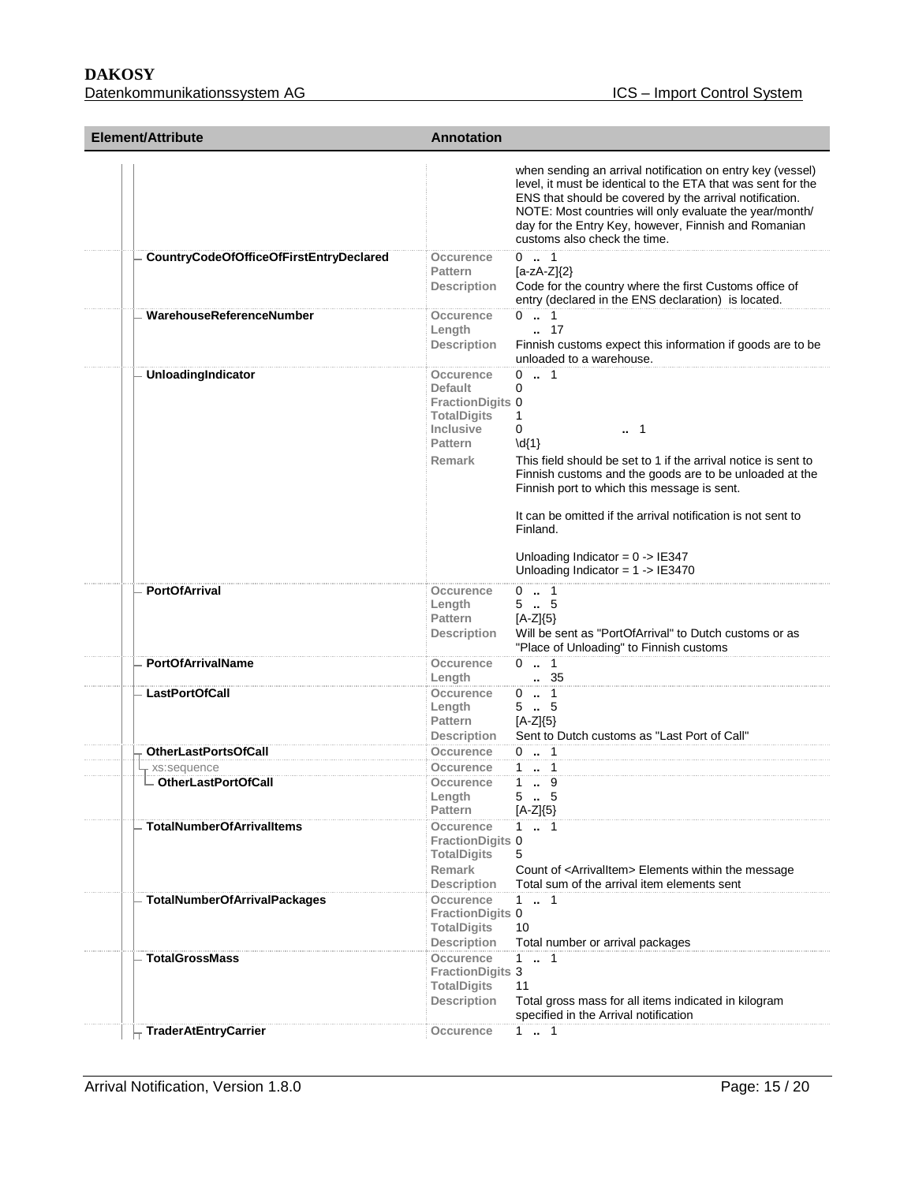| Element/Attribute | Annotation | |
|---|---|---|
| | | when sending an arrival notification on entry key (vessel) level, it must be identical to the ETA that was sent for the ENS that should be covered by the arrival notification. NOTE: Most countries will only evaluate the year/month/ day for the Entry Key, however, Finnish and Romanian customs also check the time. |
| CountryCodeOfOfficeOfFirstEntryDeclared | Occurence | 0 .. 1 |
| | Pattern | [a-zA-Z]{2} |
| | Description | Code for the country where the first Customs office of entry (declared in the ENS declaration) is located. |
| WarehouseReferenceNumber | Occurence | 0 .. 1 |
| | Length | .. 17 |
| | Description | Finnish customs expect this information if goods are to be unloaded to a warehouse. |
| UnloadingIndicator | Occurence | 0 .. 1 |
| | Default | 0 |
| | FractionDigits | 0 |
| | TotalDigits | 1 |
| | Inclusive | 0 .. 1 |
| | Pattern | \d{1} |
| | Remark | This field should be set to 1 if the arrival notice is sent to Finnish customs and the goods are to be unloaded at the Finnish port to which this message is sent.<br><br>It can be omitted if the arrival notification is not sent to Finland.<br><br>Unloading Indicator = 0 -> IE347<br>Unloading Indicator = 1 -> IE3470 |
| PortOfArrival | Occurence | 0 .. 1 |
| | Length | 5 .. 5 |
| | Pattern | [A-Z]{5} |
| | Description | Will be sent as "PortOfArrival" to Dutch customs or as "Place of Unloading" to Finnish customs |
| PortOfArrivalName | Occurence | 0 .. 1 |
| | Length | .. 35 |
| LastPortOfCall | Occurence | 0 .. 1 |
| | Length | 5 .. 5 |
| | Pattern | [A-Z]{5} |
| | Description | Sent to Dutch customs as "Last Port of Call" |
| OtherLastPortsOfCall | Occurence | 0 .. 1 |
| xs:sequence | Occurence | 1 .. 1 |
| OtherLastPortOfCall | Occurence | 1 .. 9 |
| | Length | 5 .. 5 |
| | Pattern | [A-Z]{5} |
| TotalNumberOfArrivalItems | Occurence | 1 .. 1 |
| | FractionDigits | 0 |
| | TotalDigits | 5 |
| | Remark | Count of <ArrivalItem> Elements within the message |
| | Description | Total sum of the arrival item elements sent |
| TotalNumberOfArrivalPackages | Occurence | 1 .. 1 |
| | FractionDigits | 0 |
| | TotalDigits | 10 |
| | Description | Total number or arrival packages |
| TotalGrossMass | Occurence | 1 .. 1 |
| | FractionDigits | 3 |
| | TotalDigits | 11 |
| | Description | Total gross mass for all items indicated in kilogram specified in the Arrival notification |
| TraderAtEntryCarrier | Occurence | 1 .. 1 |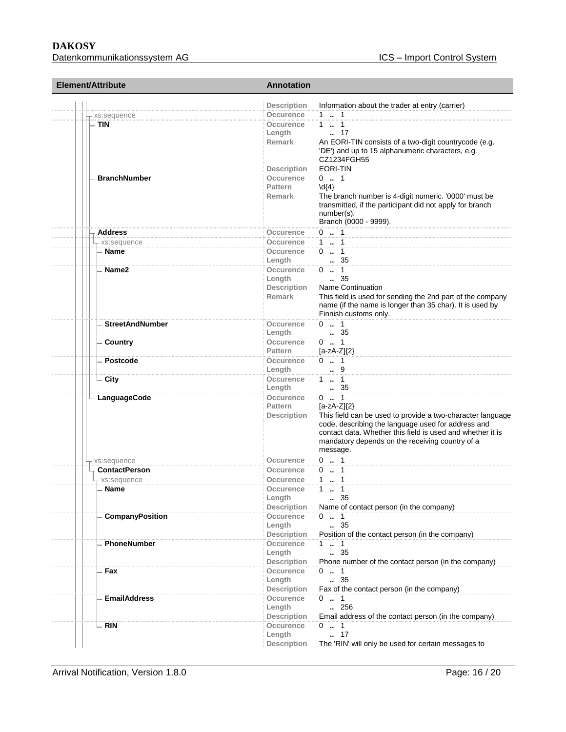| Element/Attribute | Annotation | |
|---|---|---|
| | Description | Information about the trader at entry (carrier) |
| xs:sequence | Occurence | 1 .. 1 |
| TIN | Occurence | 1 .. 1 |
| | Length | .. 17 |
| | Remark | An EORI-TIN consists of a two-digit countrycode (e.g. 'DE') and up to 15 alphanumeric characters, e.g. CZ1234FGH55 |
| | Description | EORI-TIN |
| BranchNumber | Occurence | 0 .. 1 |
| | Pattern | \d{4} |
| | Remark | The branch number is 4-digit numeric. '0000' must be transmitted, if the participant did not apply for branch number(s). Branch (0000 - 9999). |
| Address | Occurence | 0 .. 1 |
| xs:sequence | Occurence | 1 .. 1 |
| Name | Occurence | 0 .. 1 |
| | Length | .. 35 |
| Name2 | Occurence | 0 .. 1 |
| | Length | .. 35 |
| | Description | Name Continuation |
| | Remark | This field is used for sending the 2nd part of the company name (if the name is longer than 35 char). It is used by Finnish customs only. |
| StreetAndNumber | Occurence | 0 .. 1 |
| | Length | .. 35 |
| Country | Occurence | 0 .. 1 |
| | Pattern | [a-zA-Z]{2} |
| Postcode | Occurence | 0 .. 1 |
| | Length | .. 9 |
| City | Occurence | 1 .. 1 |
| | Length | .. 35 |
| LanguageCode | Occurence | 0 .. 1 |
| | Pattern | [a-zA-Z]{2} |
| | Description | This field can be used to provide a two-character language code, describing the language used for address and contact data. Whether this field is used and whether it is mandatory depends on the receiving country of a message. |
| xs:sequence | Occurence | 0 .. 1 |
| ContactPerson | Occurence | 0 .. 1 |
| xs:sequence | Occurence | 1 .. 1 |
| Name | Occurence | 1 .. 1 |
| | Length | .. 35 |
| | Description | Name of contact person (in the company) |
| CompanyPosition | Occurence | 0 .. 1 |
| | Length | .. 35 |
| | Description | Position of the contact person (in the company) |
| PhoneNumber | Occurence | 1 .. 1 |
| | Length | .. 35 |
| | Description | Phone number of the contact person (in the company) |
| Fax | Occurence | 0 .. 1 |
| | Length | .. 35 |
| | Description | Fax of the contact person (in the company) |
| EmailAddress | Occurence | 0 .. 1 |
| | Length | .. 256 |
| | Description | Email address of the contact person (in the company) |
| RIN | Occurence | 0 .. 1 |
| | Length | .. 17 |
| | Description | The 'RIN' will only be used for certain messages to |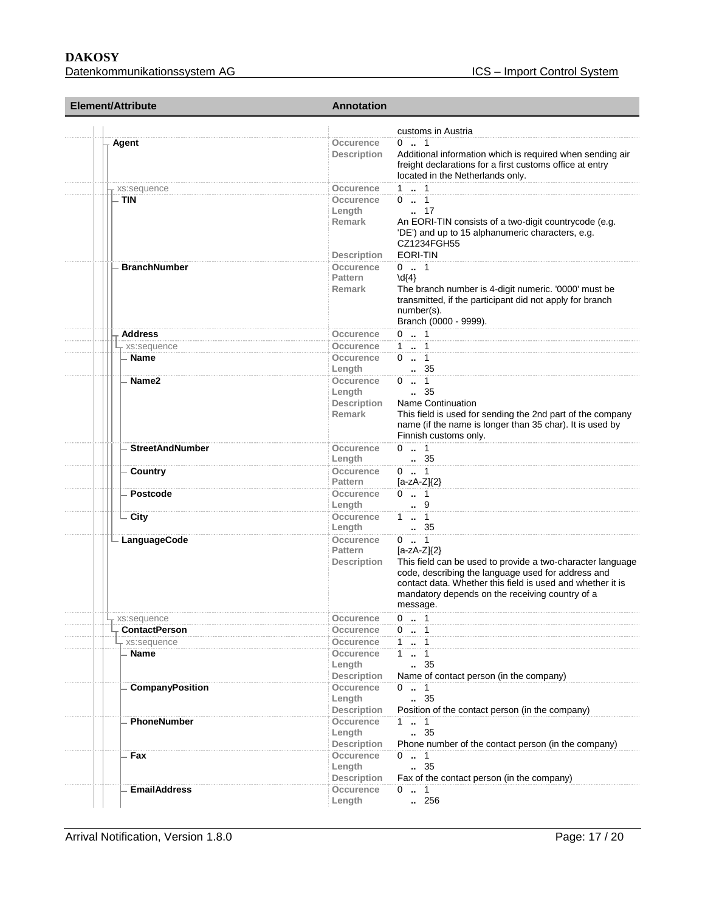| Element/Attribute | Annotation | |
|---|---|---|
| | | customs in Austria |
| Agent | Occurence | 0 .. 1 |
| | Description | Additional information which is required when sending air freight declarations for a first customs office at entry located in the Netherlands only. |
| xs:sequence | Occurence | 1 .. 1 |
| TIN | Occurence | 0 .. 1 |
| | Length | .. 17 |
| | Remark | An EORI-TIN consists of a two-digit countrycode (e.g. 'DE') and up to 15 alphanumeric characters, e.g. CZ1234FGH55 |
| | Description | EORI-TIN |
| BranchNumber | Occurence | 0 .. 1 |
| | Pattern | \d{4} |
| | Remark | The branch number is 4-digit numeric. '0000' must be transmitted, if the participant did not apply for branch number(s). Branch (0000 - 9999). |
| Address | Occurence | 0 .. 1 |
| xs:sequence | Occurence | 1 .. 1 |
| Name | Occurence | 0 .. 1 |
| | Length | .. 35 |
| Name2 | Occurence | 0 .. 1 |
| | Length | .. 35 |
| | Description | Name Continuation |
| | Remark | This field is used for sending the 2nd part of the company name (if the name is longer than 35 char). It is used by Finnish customs only. |
| StreetAndNumber | Occurence | 0 .. 1 |
| | Length | .. 35 |
| Country | Occurence | 0 .. 1 |
| | Pattern | [a-zA-Z]{2} |
| Postcode | Occurence | 0 .. 1 |
| | Length | .. 9 |
| City | Occurence | 1 .. 1 |
| | Length | .. 35 |
| LanguageCode | Occurence | 0 .. 1 |
| | Pattern | [a-zA-Z]{2} |
| | Description | This field can be used to provide a two-character language code, describing the language used for address and contact data. Whether this field is used and whether it is mandatory depends on the receiving country of a message. |
| xs:sequence | Occurence | 0 .. 1 |
| ContactPerson | Occurence | 0 .. 1 |
| xs:sequence | Occurence | 1 .. 1 |
| Name | Occurence | 1 .. 1 |
| | Length | .. 35 |
| | Description | Name of contact person (in the company) |
| CompanyPosition | Occurence | 0 .. 1 |
| | Length | .. 35 |
| | Description | Position of the contact person (in the company) |
| PhoneNumber | Occurence | 1 .. 1 |
| | Length | .. 35 |
| | Description | Phone number of the contact person (in the company) |
| Fax | Occurence | 0 .. 1 |
| | Length | .. 35 |
| | Description | Fax of the contact person (in the company) |
| EmailAddress | Occurence | 0 .. 1 |
| | Length | .. 256 |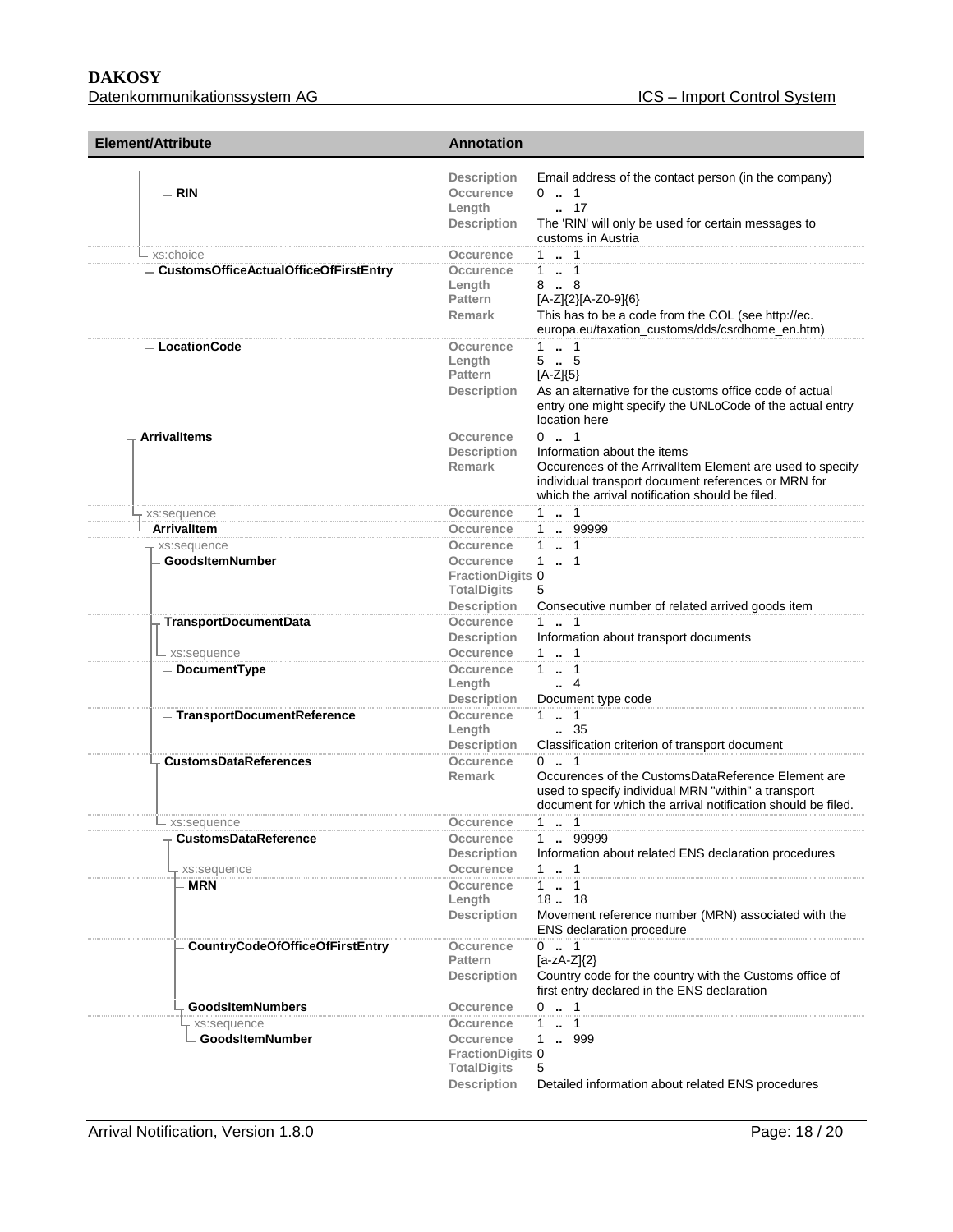| Element/Attribute | Annotation | |
|---|---|---|
| | Description | Email address of the contact person (in the company) |
| RIN | Occurence | 0 .. 1 |
| | Length | .. 17 |
| | Description | The 'RIN' will only be used for certain messages to customs in Austria |
| xs:choice | Occurence | 1 .. 1 |
| CustomsOfficeActualOfficeOfFirstEntry | Occurence | 1 .. 1 |
| | Length | 8 .. 8 |
| | Pattern | [A-Z]{2}[A-Z0-9]{6} |
| | Remark | This has to be a code from the COL (see http://ec.europa.eu/taxation_customs/dds/csrdhome_en.htm) |
| LocationCode | Occurence | 1 .. 1 |
| | Length | 5 .. 5 |
| | Pattern | [A-Z]{5} |
| | Description | As an alternative for the customs office code of actual entry one might specify the UNLoCode of the actual entry location here |
| ArrivalItems | Occurence | 0 .. 1 |
| | Description | Information about the items |
| | Remark | Occurences of the ArrivalItem Element are used to specify individual transport document references or MRN for which the arrival notification should be filed. |
| xs:sequence | Occurence | 1 .. 1 |
| ArrivalItem | Occurence | 1 .. 99999 |
| xs:sequence | Occurence | 1 .. 1 |
| GoodsItemNumber | Occurence | 1 .. 1 |
| | FractionDigits | 0 |
| | TotalDigits | 5 |
| | Description | Consecutive number of related arrived goods item |
| TransportDocumentData | Occurence | 1 .. 1 |
| | Description | Information about transport documents |
| xs:sequence | Occurence | 1 .. 1 |
| DocumentType | Occurence | 1 .. 1 |
| | Length | .. 4 |
| | Description | Document type code |
| TransportDocumentReference | Occurence | 1 .. 1 |
| | Length | .. 35 |
| | Description | Classification criterion of transport document |
| CustomsDataReferences | Occurence | 0 .. 1 |
| | Remark | Occurences of the CustomsDataReference Element are used to specify individual MRN "within" a transport document for which the arrival notification should be filed. |
| xs:sequence | Occurence | 1 .. 1 |
| CustomsDataReference | Occurence | 1 .. 99999 |
| | Description | Information about related ENS declaration procedures |
| xs:sequence | Occurence | 1 .. 1 |
| MRN | Occurence | 1 .. 1 |
| | Length | 18 .. 18 |
| | Description | Movement reference number (MRN) associated with the ENS declaration procedure |
| CountryCodeOfOfficeOfFirstEntry | Occurence | 0 .. 1 |
| | Pattern | [a-zA-Z]{2} |
| | Description | Country code for the country with the Customs office of first entry declared in the ENS declaration |
| GoodsItemNumbers | Occurence | 0 .. 1 |
| xs:sequence | Occurence | 1 .. 1 |
| GoodsItemNumber | Occurence | 1 .. 999 |
| | FractionDigits | 0 |
| | TotalDigits | 5 |
| | Description | Detailed information about related ENS procedures |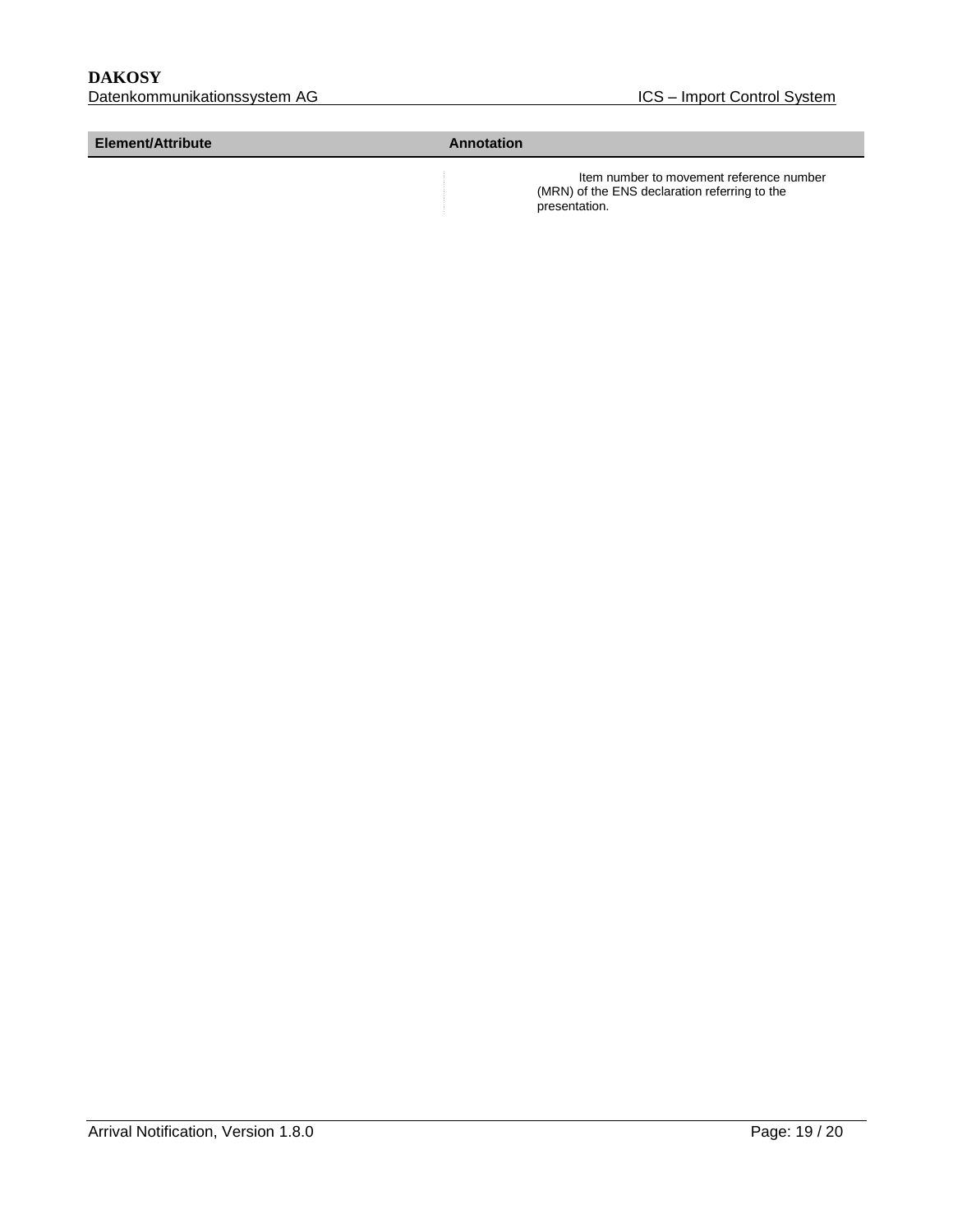| Element/Attribute | Annotation |
| --- | --- |
| | Item number to movement reference number (MRN) of the ENS declaration referring to the presentation. |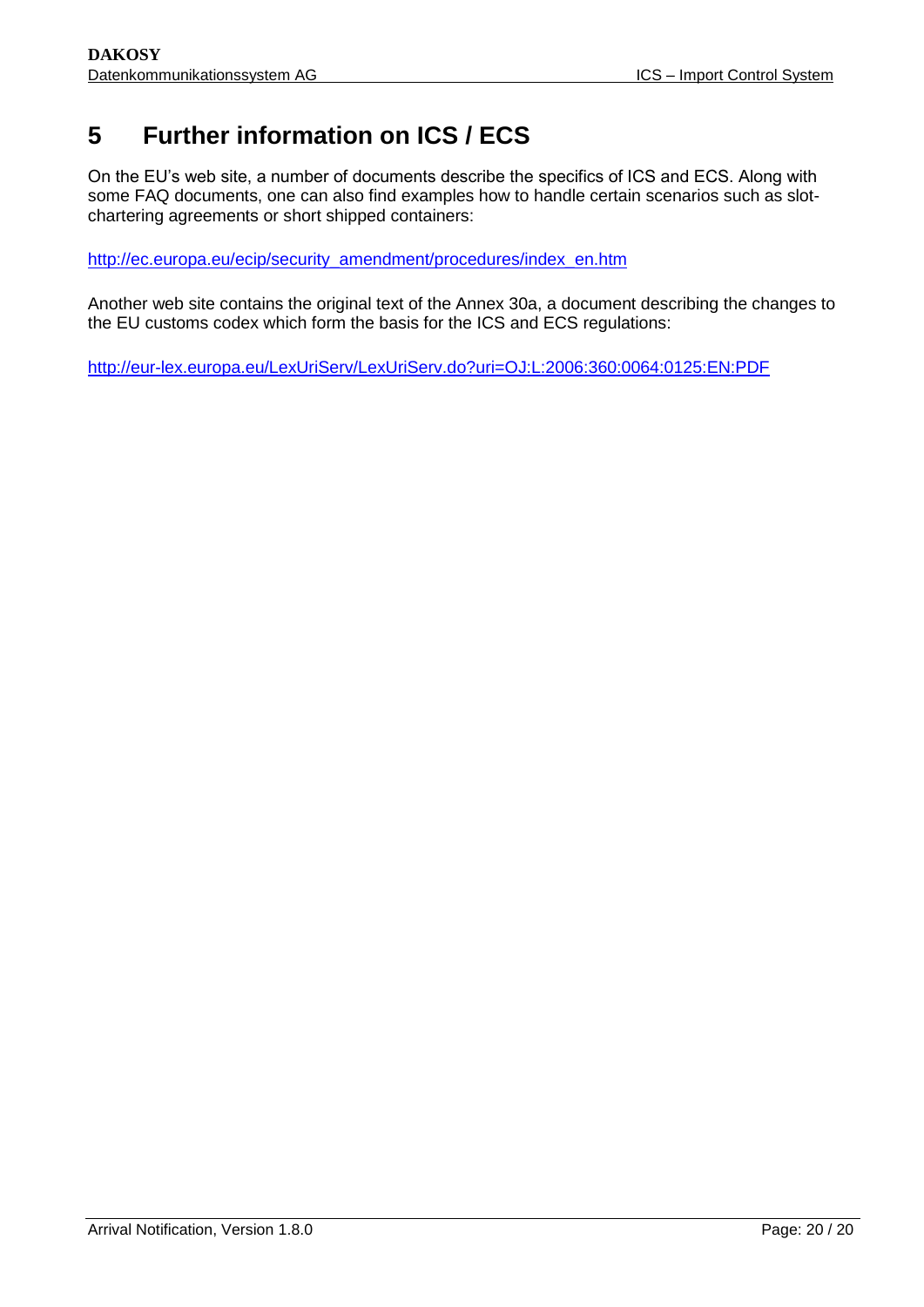# 5 Further information on ICS / ECS

On the EU's web site, a number of documents describe the specifics of ICS and ECS. Along with some FAQ documents, one can also find examples how to handle certain scenarios such as slot-chartering agreements or short shipped containers:

http://ec.europa.eu/ecip/security_amendment/procedures/index_en.htm

Another web site contains the original text of the Annex 30a, a document describing the changes to the EU customs codex which form the basis for the ICS and ECS regulations:

http://eur-lex.europa.eu/LexUriServ/LexUriServ.do?uri=OJ:L:2006:360:0064:0125:EN:PDF